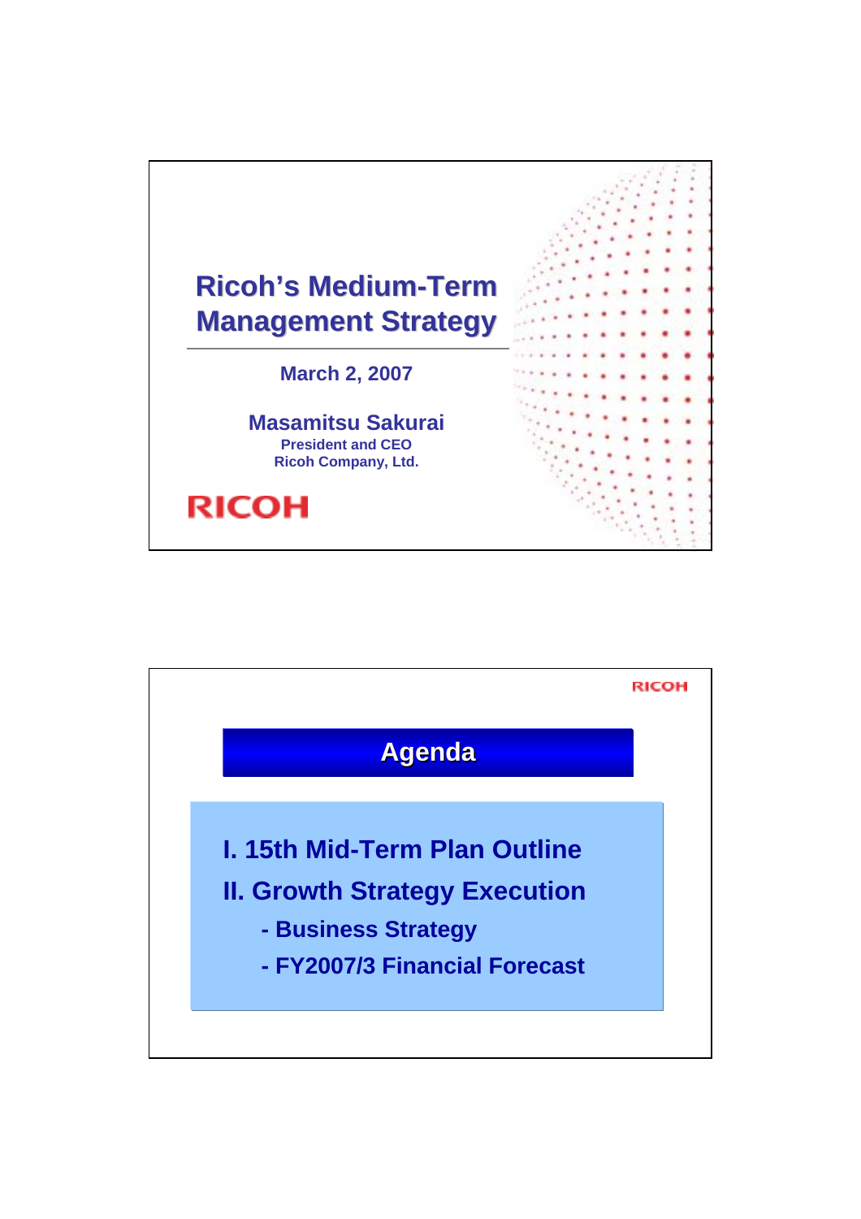# Ricoh's Medium-Term Management Strategy

March 2, 2007

**Masamitsu Sakurai**
President and CEO
Ricoh Company, Ltd.

RICOH

---

## Agenda

**I. 15th Mid-Term Plan Outline**

**II. Growth Strategy Execution**

- **Business Strategy**
- **FY2007/3 Financial Forecast**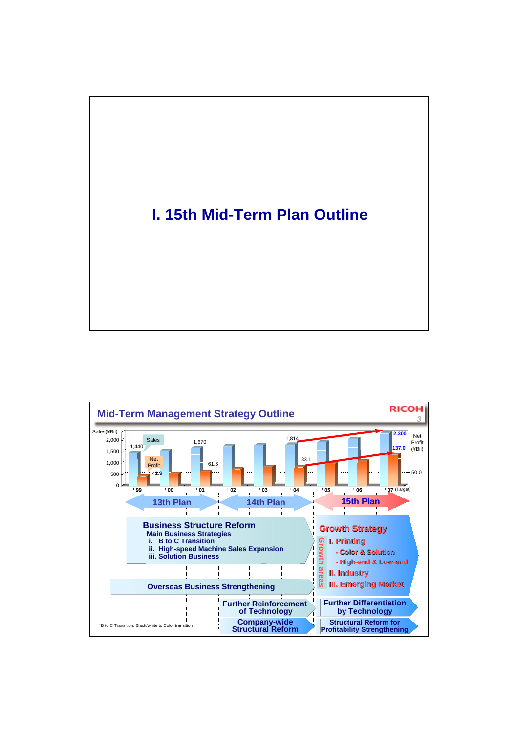# I. 15th Mid-Term Plan Outline

## Mid-Term Management Strategy Outline

RICOH

Sales(¥Bil)

Sales: 1,440 ('99), 1,670 ('01), 1,814 ('04), 2,300 ('07 Target)

Net Profit (¥Bil): 41.9 ('99), 61.6 ('01), 83.1 ('04), 137.0 ('07 Target)

'99 '00 '01 '02 '03 '04 '05 '06 '07 (Target)

13th Plan | 14th Plan | 15th Plan

**Business Structure Reform**
**Main Business Strategies**
- i. B to C Transition
- ii. High-speed Machine Sales Expansion
- iii. Solution Business

**Growth Strategy**

Growth areas
- I. Printing
  - Color & Solution
  - High-end & Low-end
- II. Industry
- III. Emerging Market

**Overseas Business Strengthening**

**Further Reinforcement of Technology**

**Further Differentiation by Technology**

**Company-wide Structural Reform**

**Structural Reform for Profitability Strengthening**

*B to C Transition: Black/white to Color transition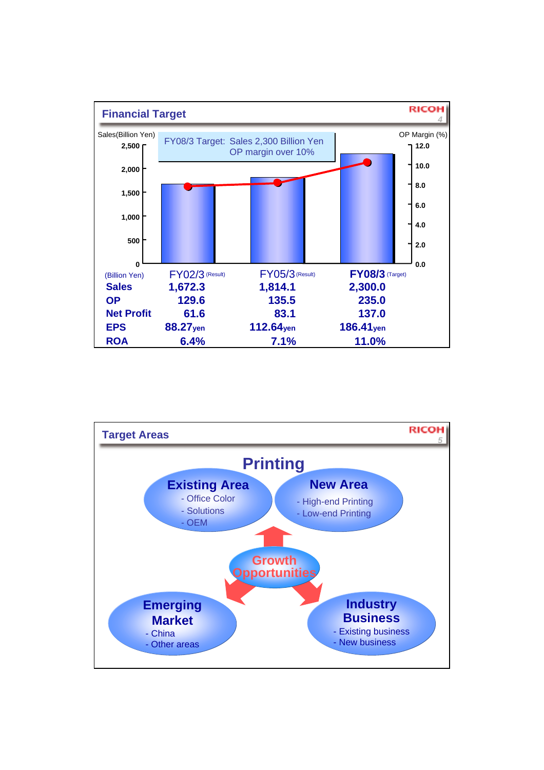## Financial Target

FY08/3 Target: Sales 2,300 Billion Yen
OP margin over 10%

| (Billion Yen) | FY02/3 (Result) | FY05/3 (Result) | FY08/3 (Target) |
|---|---|---|---|
| Sales | 1,672.3 | 1,814.1 | 2,300.0 |
| OP | 129.6 | 135.5 | 235.0 |
| Net Profit | 61.6 | 83.1 | 137.0 |
| EPS | 88.27yen | 112.64yen | 186.41yen |
| ROA | 6.4% | 7.1% | 11.0% |

## Target Areas

### Printing

**Existing Area**
- Office Color
- Solutions
- OEM

**New Area**
- High-end Printing
- Low-end Printing

**Growth Opportunities**

**Emerging Market**
- China
- Other areas

**Industry Business**
- Existing business
- New business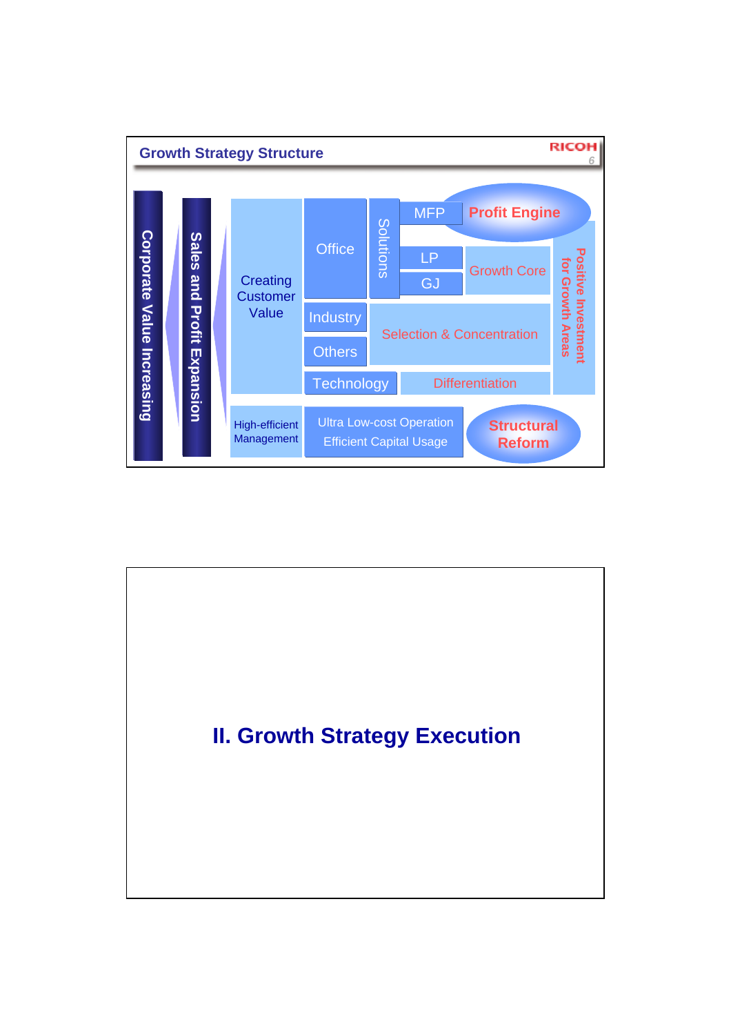## Growth Strategy Structure

- Corporate Value Increasing
- Sales and Profit Expansion
- Creating Customer Value
  - Office
    - Solutions
      - MFP — Profit Engine
      - LP — Growth Core
      - GJ — Growth Core
  - Industry — Selection & Concentration
  - Others — Selection & Concentration
  - Technology — Differentiation
- Positive Investment for Growth Areas
- High-efficient Management
  - Ultra Low-cost Operation
  - Efficient Capital Usage
  - Structural Reform

# II. Growth Strategy Execution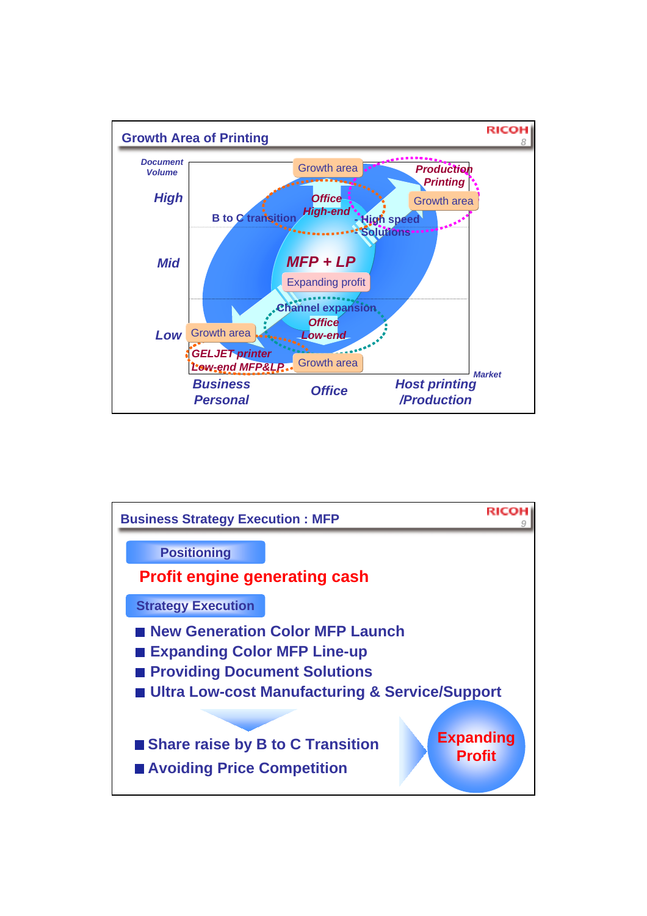## Growth Area of Printing

Document Volume

- High
- Mid
- Low

Growth area

Production Printing

Growth area

Office High-end

B to C transition

- High speed
- Solutions

MFP + LP

Expanding profit

Channel expansion

Office Low-end

Growth area

GELJET printer Low-end MFP&LP

Growth area

Market

Business Personal | Office | Host printing /Production

## Business Strategy Execution : MFP

**Positioning**

**Profit engine generating cash**

**Strategy Execution**

- New Generation Color MFP Launch
- Expanding Color MFP Line-up
- Providing Document Solutions
- Ultra Low-cost Manufacturing & Service/Support

- Share raise by B to C Transition
- Avoiding Price Competition

**Expanding Profit**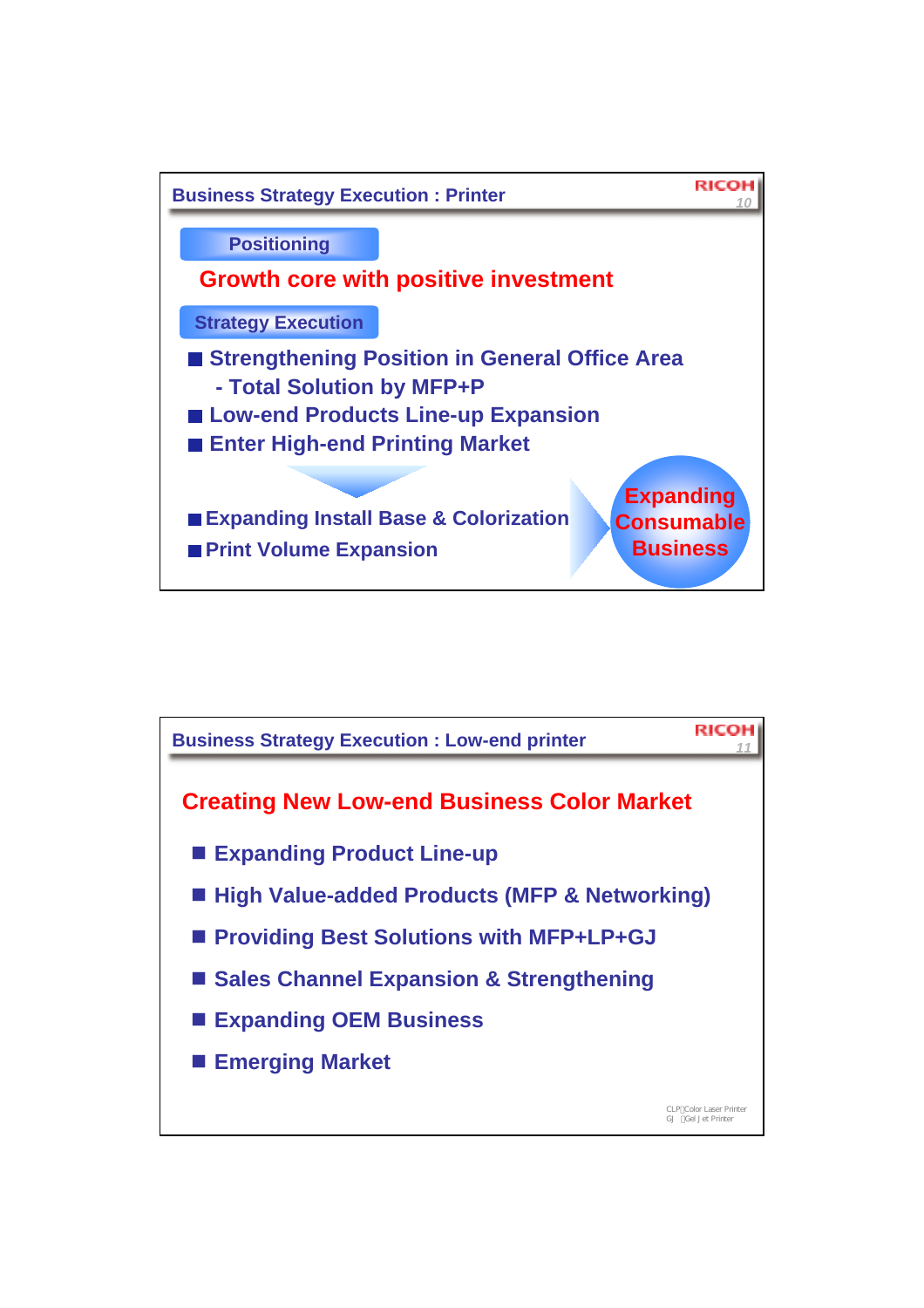## Business Strategy Execution : Printer

**Positioning**

**Growth core with positive investment**

**Strategy Execution**

- Strengthening Position in General Office Area
  - Total Solution by MFP+P
- Low-end Products Line-up Expansion
- Enter High-end Printing Market

- Expanding Install Base & Colorization
- Print Volume Expansion

**Expanding Consumable Business**

## Business Strategy Execution : Low-end printer

**Creating New Low-end Business Color Market**

- Expanding Product Line-up
- High Value-added Products (MFP & Networking)
- Providing Best Solutions with MFP+LP+GJ
- Sales Channel Expansion & Strengthening
- Expanding OEM Business
- Emerging Market

CLP：Color Laser Printer
GJ ：Gel Jet Printer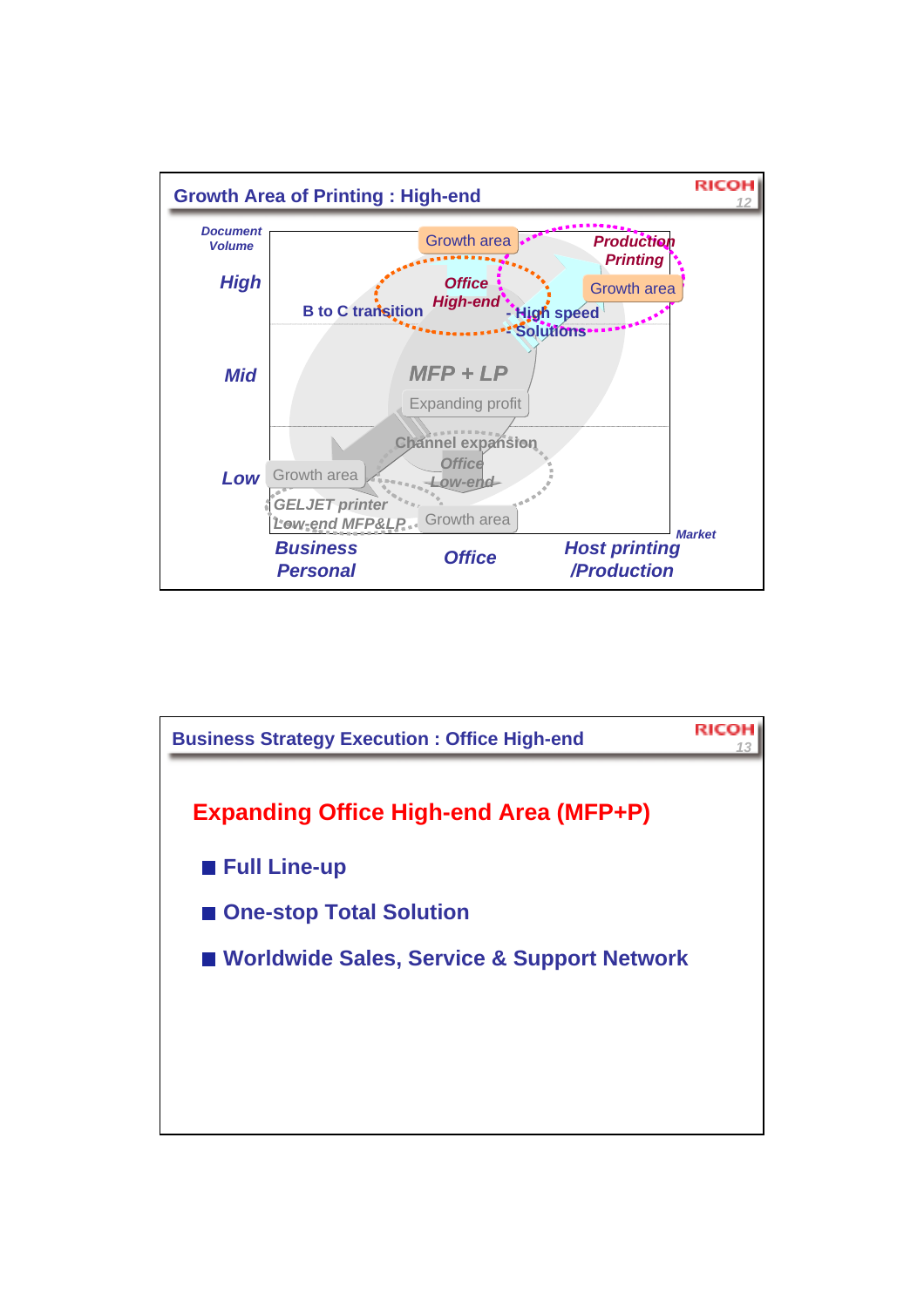## Growth Area of Printing : High-end

Document Volume

High

Mid

Low

Growth area

Office High-end

B to C transition

Production Printing

Growth area

- High speed
- Solutions

MFP + LP

Expanding profit

Channel expansion

Office Low-end

Growth area

GELJET printer Low-end MFP&LP

Growth area

Market

Business Personal

Office

Host printing /Production

## Business Strategy Execution : Office High-end

### Expanding Office High-end Area (MFP+P)

- **Full Line-up**
- **One-stop Total Solution**
- **Worldwide Sales, Service & Support Network**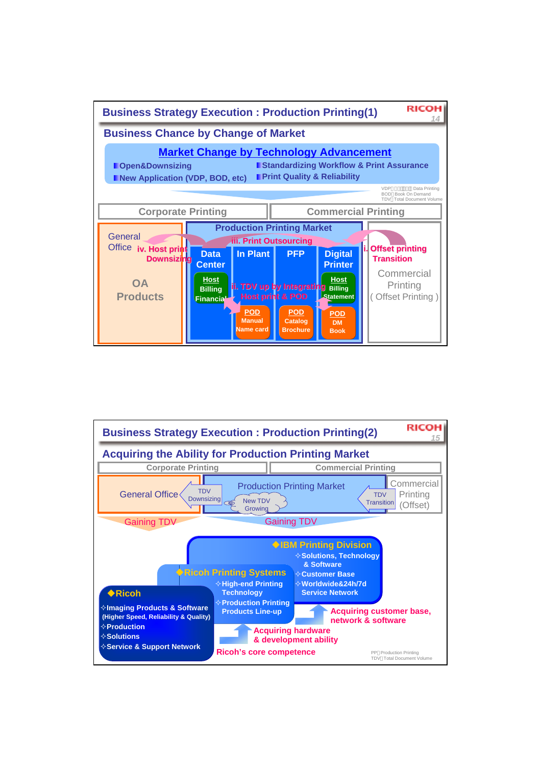## Business Strategy Execution : Production Printing(1)

### Business Chance by Change of Market

**Market Change by Technology Advancement**

- Open&Downsizing
- New Application (VDP, BOD, etc)
- Standardizing Workflow & Print Assurance
- Print Quality & Reliability

VDP：Variable Data Printing
BOD：Book On Demand
TDV：Total Document Volume

| Corporate Printing | | Commercial Printing |
|---|---|---|
| General Office / OA Products | Production Printing Market | Commercial Printing ( Offset Printing ) |

Production Printing Market: Data Center, In Plant, PFP, Digital Printer

- Data Center: Host Billing Financial
- In Plant: POD Manual Name card
- PFP: POD Catalog Brochure
- Digital Printer: Host Billing Statement; POD DM Book

i. Offset printing Transition
ii. TDV up by Integrating Host print & POD
iii. Print Outsourcing
iv. Host print Downsizing

## Business Strategy Execution : Production Printing(2)

### Acquiring the Ability for Production Printing Market

| Corporate Printing | | Commercial Printing |
|---|---|---|
| General Office | Production Printing Market (New TDV Growing) | Commercial Printing (Offset) |

TDV Downsizing — TDV Transition

Gaining TDV — Gaining TDV

**◆IBM Printing Division**
- Solutions, Technology & Software
- Customer Base
- Worldwide&24h/7d Service Network

**◆Ricoh Printing Systems**
- High-end Printing Technology
- Production Printing Products Line-up

**◆Ricoh**
- Imaging Products & Software (Higher Speed, Reliability & Quality)
- Production
- Solutions
- Service & Support Network

Acquiring customer base, network & software

Acquiring hardware & development ability

Ricoh's core competence

PP：Production Printing
TDV：Total Document Volume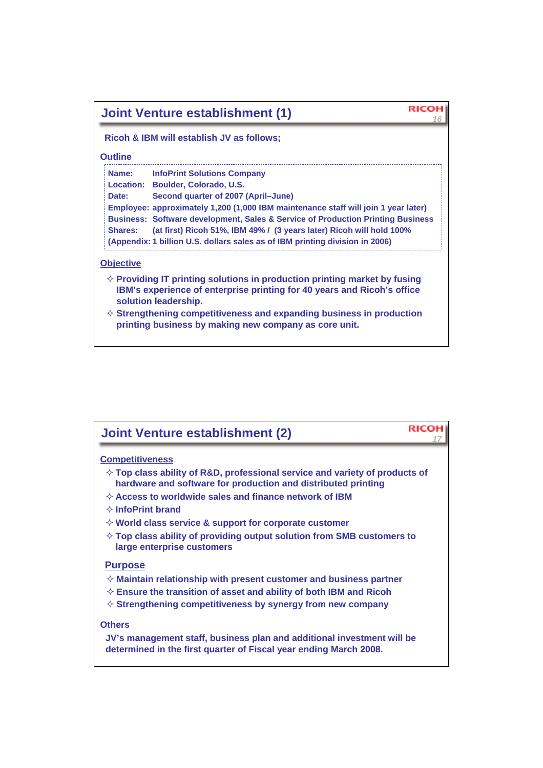## Joint Venture establishment (1)

**Ricoh & IBM will establish JV as follows;**

**Outline**

**Name:** InfoPrint Solutions Company
**Location:** Boulder, Colorado, U.S.
**Date:** Second quarter of 2007 (April–June)
**Employee:** approximately 1,200 (1,000 IBM maintenance staff will join 1 year later)
**Business:** Software development, Sales & Service of Production Printing Business
**Shares:** (at first) Ricoh 51%, IBM 49% / (3 years later) Ricoh will hold 100%
(Appendix: 1 billion U.S. dollars sales as of IBM printing division in 2006)

**Objective**

- ✧ Providing IT printing solutions in production printing market by fusing IBM's experience of enterprise printing for 40 years and Ricoh's office solution leadership.
- ✧ Strengthening competitiveness and expanding business in production printing business by making new company as core unit.

## Joint Venture establishment (2)

**Competitiveness**

- ✧ Top class ability of R&D, professional service and variety of products of hardware and software for production and distributed printing
- ✧ Access to worldwide sales and finance network of IBM
- ✧ InfoPrint brand
- ✧ World class service & support for corporate customer
- ✧ Top class ability of providing output solution from SMB customers to large enterprise customers

**Purpose**

- ✧ Maintain relationship with present customer and business partner
- ✧ Ensure the transition of asset and ability of both IBM and Ricoh
- ✧ Strengthening competitiveness by synergy from new company

**Others**

JV's management staff, business plan and additional investment will be determined in the first quarter of Fiscal year ending March 2008.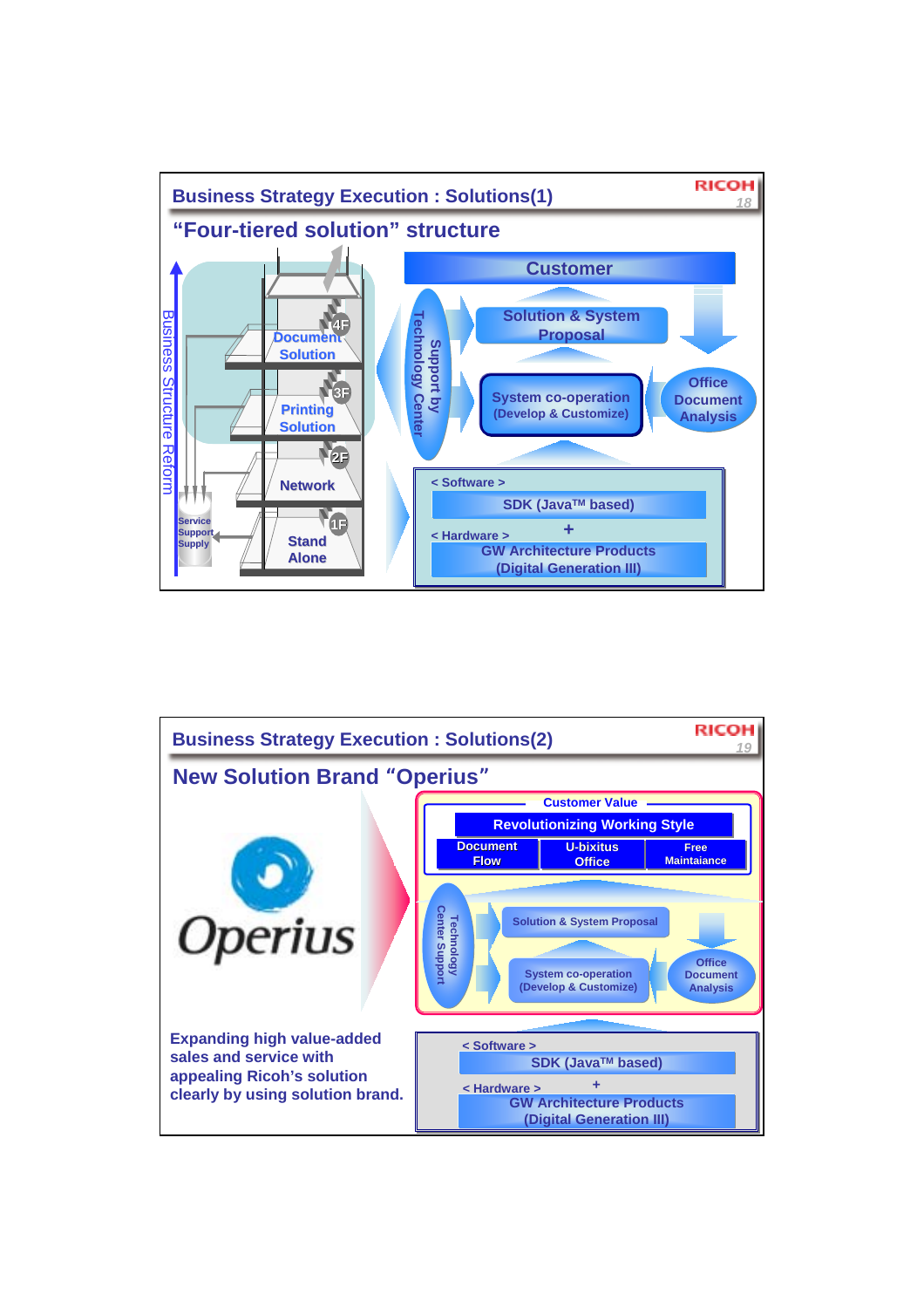## Business Strategy Execution : Solutions(1)

### "Four-tiered solution" structure

Business Structure Reform

- 4F Document Solution
- 3F Printing Solution
- 2F Network
- 1F Stand Alone

Service Support Supply

Support by Technology Center

Customer

Solution & System Proposal

System co-operation (Develop & Customize)

Office Document Analysis

< Software >
SDK (Java™ based)
+
< Hardware >
GW Architecture Products (Digital Generation III)

## Business Strategy Execution : Solutions(2)

### New Solution Brand "Operius"

Operius

Customer Value

Revolutionizing Working Style

- Document Flow
- U-bixitus Office
- Free Maintaiance

Technology Center Support

Solution & System Proposal

System co-operation (Develop & Customize)

Office Document Analysis

< Software >
SDK (Java™ based)
+
< Hardware >
GW Architecture Products (Digital Generation III)

**Expanding high value-added sales and service with appealing Ricoh's solution clearly by using solution brand.**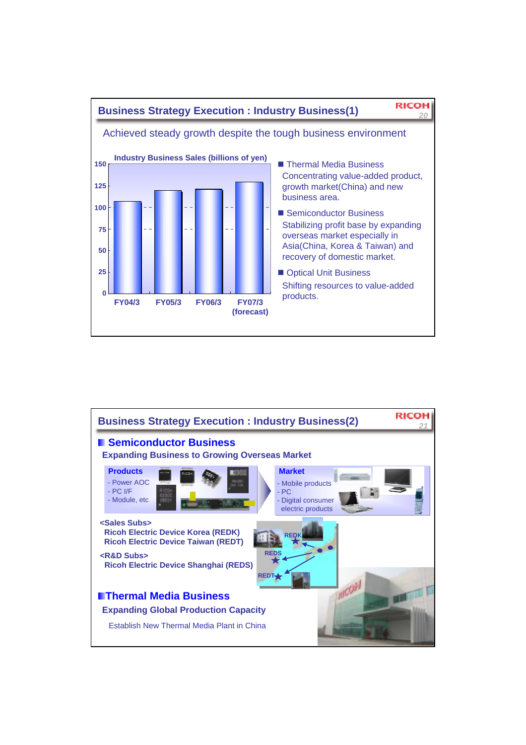## Business Strategy Execution : Industry Business(1)

Achieved steady growth despite the tough business environment

**Industry Business Sales (billions of yen)**

| | FY04/3 | FY05/3 | FY06/3 | FY07/3 (forecast) |
|---|---|---|---|---|
| Sales | ~107 | ~120 | ~121 | ~129 |

- **Thermal Media Business**
  Concentrating value-added product, growth market(China) and new business area.
- **Semiconductor Business**
  Stabilizing profit base by expanding overseas market especially in Asia(China, Korea & Taiwan) and recovery of domestic market.
- **Optical Unit Business**
  Shifting resources to value-added products.

## Business Strategy Execution : Industry Business(2)

### Semiconductor Business

**Expanding Business to Growing Overseas Market**

**Products**
- Power AOC
- PC I/F
- Module, etc

**Market**
- Mobile products
- PC
- Digital consumer electric products

<Sales Subs>
**Ricoh Electric Device Korea (REDK)**
**Ricoh Electric Device Taiwan (REDT)**

<R&D Subs>
**Ricoh Electric Device Shanghai (REDS)**

### Thermal Media Business

**Expanding Global Production Capacity**

Establish New Thermal Media Plant in China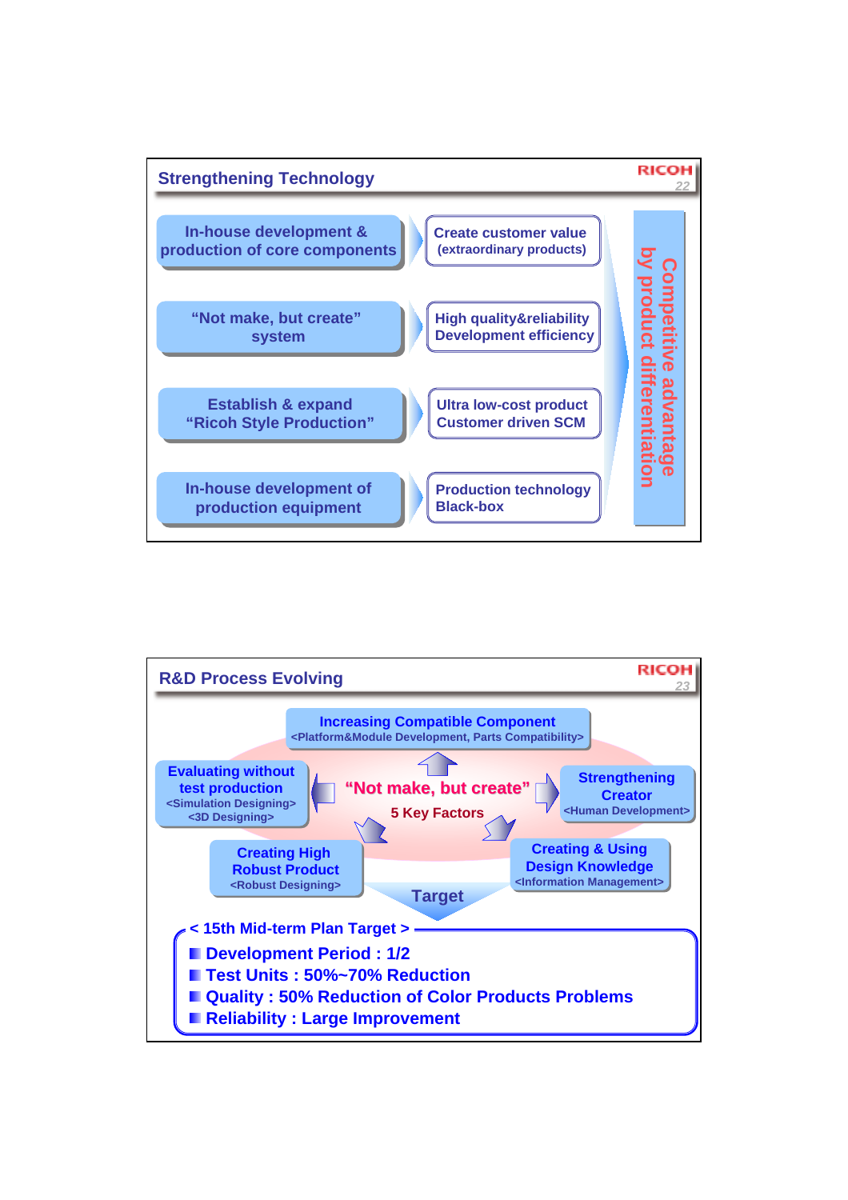## Strengthening Technology

- In-house development & production of core components → Create customer value (extraordinary products)
- "Not make, but create" system → High quality&reliability Development efficiency
- Establish & expand "Ricoh Style Production" → Ultra low-cost product Customer driven SCM
- In-house development of production equipment → Production technology Black-box

**Competitive advantage by product differentiation**

## R&D Process Evolving

**"Not make, but create"**
**5 Key Factors**

- Increasing Compatible Component <Platform&Module Development, Parts Compatibility>
- Evaluating without test production <Simulation Designing> <3D Designing>
- Strengthening Creator <Human Development>
- Creating High Robust Product <Robust Designing>
- Creating & Using Design Knowledge <Information Management>

**Target**

**< 15th Mid-term Plan Target >**

- Development Period : 1/2
- Test Units : 50%~70% Reduction
- Quality : 50% Reduction of Color Products Problems
- Reliability : Large Improvement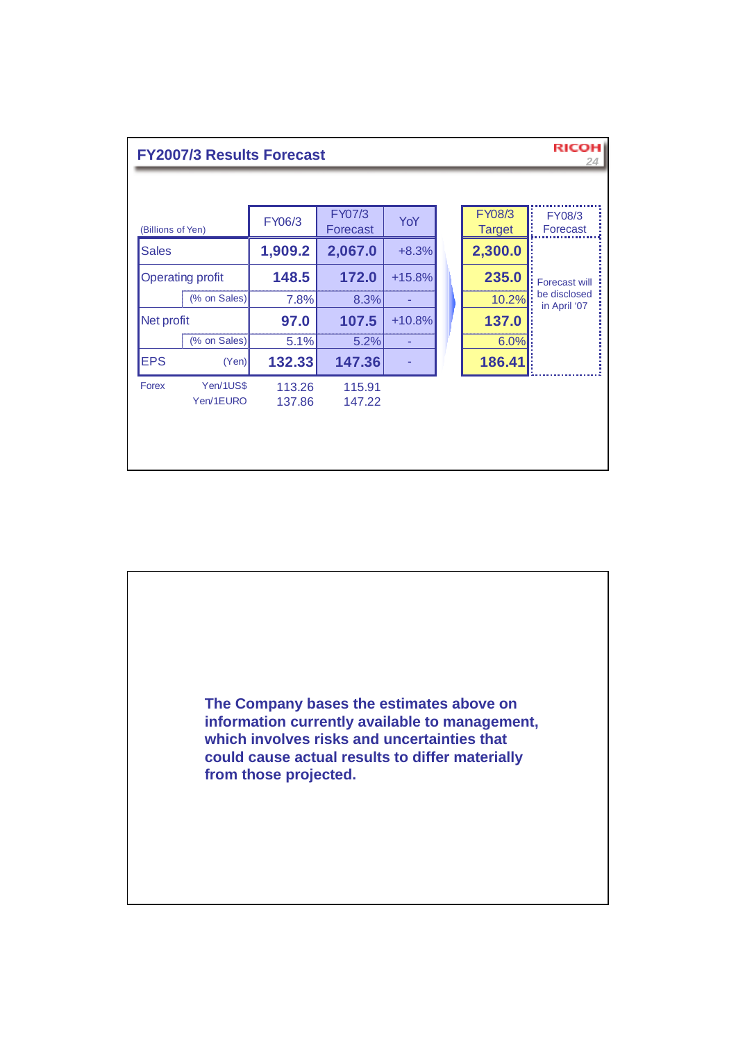## FY2007/3 Results Forecast

| (Billions of Yen) | | FY06/3 | FY07/3 Forecast | YoY | FY08/3 Target | FY08/3 Forecast |
|---|---|---|---|---|---|---|
| Sales | | **1,909.2** | **2,067.0** | +8.3% | **2,300.0** | Forecast will be disclosed in April '07 |
| Operating profit | | **148.5** | **172.0** | +15.8% | **235.0** | |
| | (% on Sales) | 7.8% | 8.3% | - | 10.2% | |
| Net profit | | **97.0** | **107.5** | +10.8% | **137.0** | |
| | (% on Sales) | 5.1% | 5.2% | - | 6.0% | |
| EPS | (Yen) | **132.33** | **147.36** | - | **186.41** | |
| Forex | Yen/1US$ | 113.26 | 115.91 | | | |
| | Yen/1EURO | 137.86 | 147.22 | | | |

**The Company bases the estimates above on information currently available to management, which involves risks and uncertainties that could cause actual results to differ materially from those projected.**